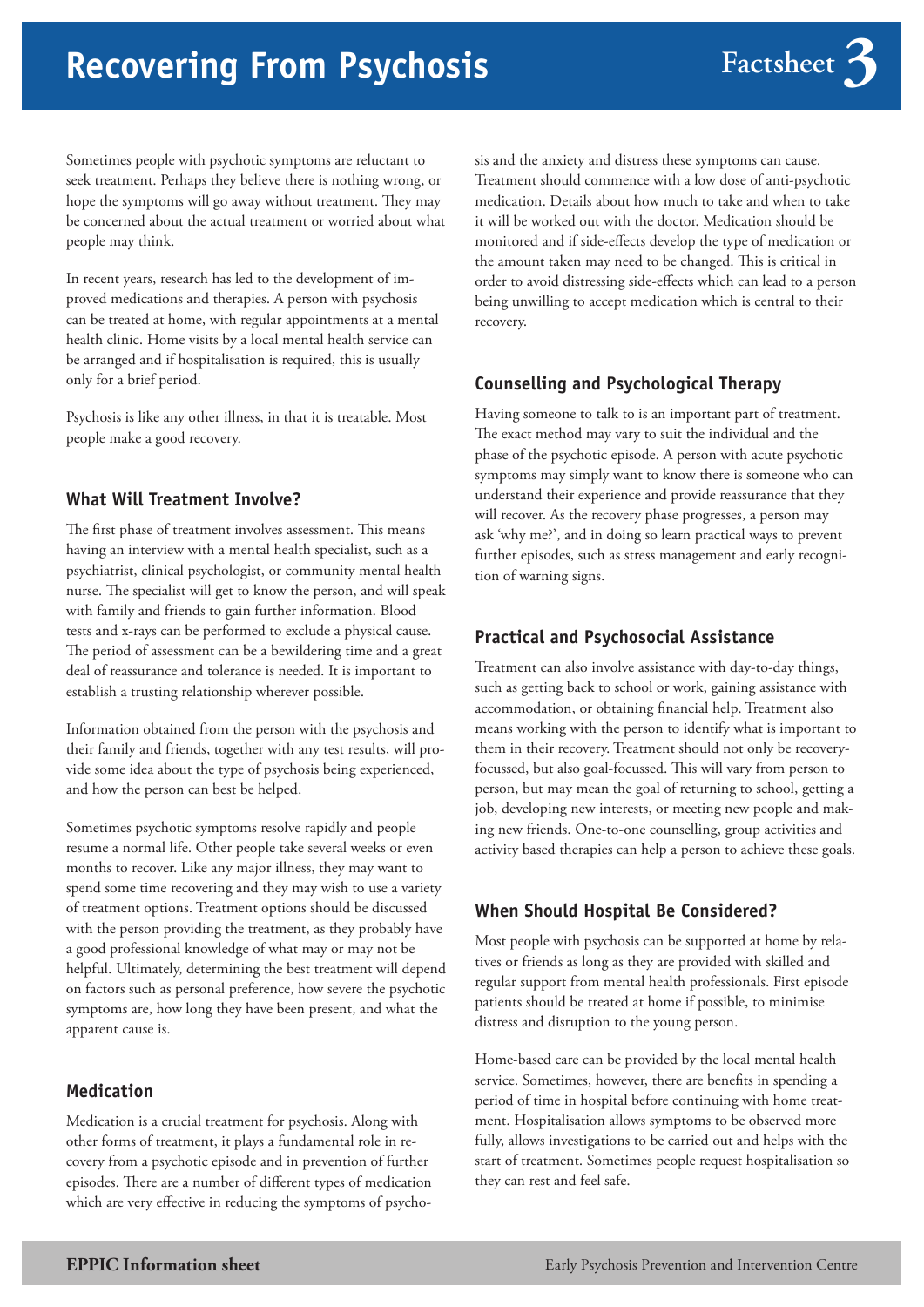# Recovering From Psychosis

Factsheet 3

Sometimes people with psychotic symptoms are reluctant to seek treatment. Perhaps they believe there is nothing wrong, or hope the symptoms will go away without treatment. They may be concerned about the actual treatment or worried about what people may think.

In recent years, research has led to the development of improved medications and therapies. A person with psychosis can be treated at home, with regular appointments at a mental health clinic. Home visits by a local mental health service can be arranged and if hospitalisation is required, this is usually only for a brief period.

Psychosis is like any other illness, in that it is treatable. Most people make a good recovery.

## What Will Treatment Involve?

The first phase of treatment involves assessment. This means having an interview with a mental health specialist, such as a psychiatrist, clinical psychologist, or community mental health nurse. The specialist will get to know the person, and will speak with family and friends to gain further information. Blood tests and x-rays can be performed to exclude a physical cause. The period of assessment can be a bewildering time and a great deal of reassurance and tolerance is needed. It is important to establish a trusting relationship wherever possible.

Information obtained from the person with the psychosis and their family and friends, together with any test results, will provide some idea about the type of psychosis being experienced, and how the person can best be helped.

Sometimes psychotic symptoms resolve rapidly and people resume a normal life. Other people take several weeks or even months to recover. Like any major illness, they may want to spend some time recovering and they may wish to use a variety of treatment options. Treatment options should be discussed with the person providing the treatment, as they probably have a good professional knowledge of what may or may not be helpful. Ultimately, determining the best treatment will depend on factors such as personal preference, how severe the psychotic symptoms are, how long they have been present, and what the apparent cause is.

## Medication

Medication is a crucial treatment for psychosis. Along with other forms of treatment, it plays a fundamental role in recovery from a psychotic episode and in prevention of further episodes. There are a number of different types of medication which are very effective in reducing the symptoms of psychosis and the anxiety and distress these symptoms can cause. Treatment should commence with a low dose of anti-psychotic medication. Details about how much to take and when to take it will be worked out with the doctor. Medication should be monitored and if side-effects develop the type of medication or the amount taken may need to be changed. This is critical in order to avoid distressing side-effects which can lead to a person being unwilling to accept medication which is central to their recovery.

## Counselling and Psychological Therapy

Having someone to talk to is an important part of treatment. The exact method may vary to suit the individual and the phase of the psychotic episode. A person with acute psychotic symptoms may simply want to know there is someone who can understand their experience and provide reassurance that they will recover. As the recovery phase progresses, a person may ask 'why me?', and in doing so learn practical ways to prevent further episodes, such as stress management and early recognition of warning signs.

## Practical and Psychosocial Assistance

Treatment can also involve assistance with day-to-day things, such as getting back to school or work, gaining assistance with accommodation, or obtaining financial help. Treatment also means working with the person to identify what is important to them in their recovery. Treatment should not only be recovery-focussed, but also goal-focussed. This will vary from person to person, but may mean the goal of returning to school, getting a job, developing new interests, or meeting new people and making new friends. One-to-one counselling, group activities and activity based therapies can help a person to achieve these goals.

## When Should Hospital Be Considered?

Most people with psychosis can be supported at home by relatives or friends as long as they are provided with skilled and regular support from mental health professionals. First episode patients should be treated at home if possible, to minimise distress and disruption to the young person.

Home-based care can be provided by the local mental health service. Sometimes, however, there are benefits in spending a period of time in hospital before continuing with home treatment. Hospitalisation allows symptoms to be observed more fully, allows investigations to be carried out and helps with the start of treatment. Sometimes people request hospitalisation so they can rest and feel safe.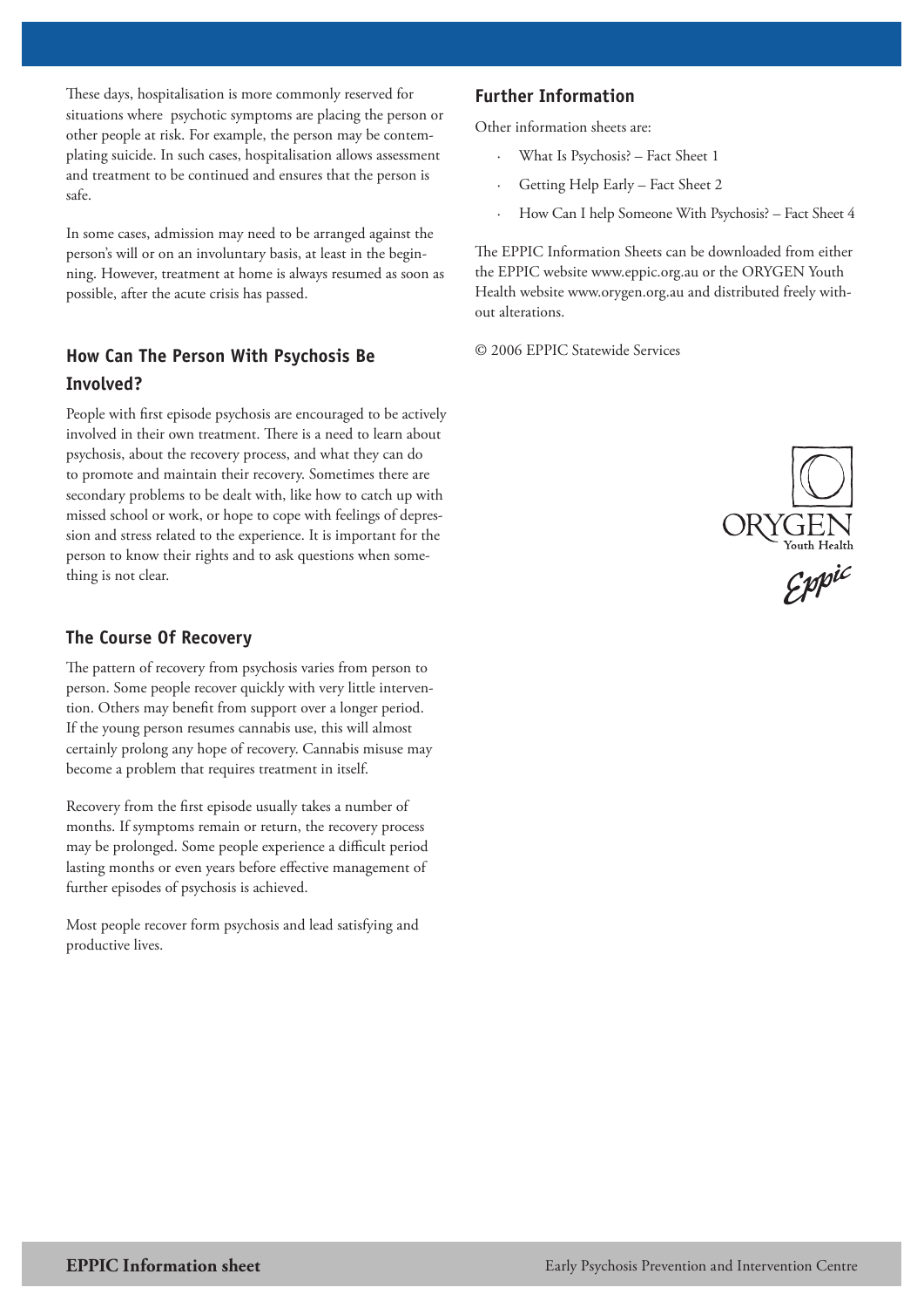These days, hospitalisation is more commonly reserved for situations where psychotic symptoms are placing the person or other people at risk. For example, the person may be contemplating suicide. In such cases, hospitalisation allows assessment and treatment to be continued and ensures that the person is safe.

In some cases, admission may need to be arranged against the person's will or on an involuntary basis, at least in the beginning. However, treatment at home is always resumed as soon as possible, after the acute crisis has passed.

## How Can The Person With Psychosis Be Involved?

People with first episode psychosis are encouraged to be actively involved in their own treatment. There is a need to learn about psychosis, about the recovery process, and what they can do to promote and maintain their recovery. Sometimes there are secondary problems to be dealt with, like how to catch up with missed school or work, or hope to cope with feelings of depression and stress related to the experience. It is important for the person to know their rights and to ask questions when something is not clear.

## The Course Of Recovery

The pattern of recovery from psychosis varies from person to person. Some people recover quickly with very little intervention. Others may benefit from support over a longer period. If the young person resumes cannabis use, this will almost certainly prolong any hope of recovery. Cannabis misuse may become a problem that requires treatment in itself.

Recovery from the first episode usually takes a number of months. If symptoms remain or return, the recovery process may be prolonged. Some people experience a difficult period lasting months or even years before effective management of further episodes of psychosis is achieved.

Most people recover form psychosis and lead satisfying and productive lives.

## Further Information

Other information sheets are:

- What Is Psychosis? – Fact Sheet 1
- Getting Help Early – Fact Sheet 2
- How Can I help Someone With Psychosis? – Fact Sheet 4

The EPPIC Information Sheets can be downloaded from either the EPPIC website www.eppic.org.au or the ORYGEN Youth Health website www.orygen.org.au and distributed freely without alterations.

© 2006 EPPIC Statewide Services

ORYGEN Youth Health

Eppic